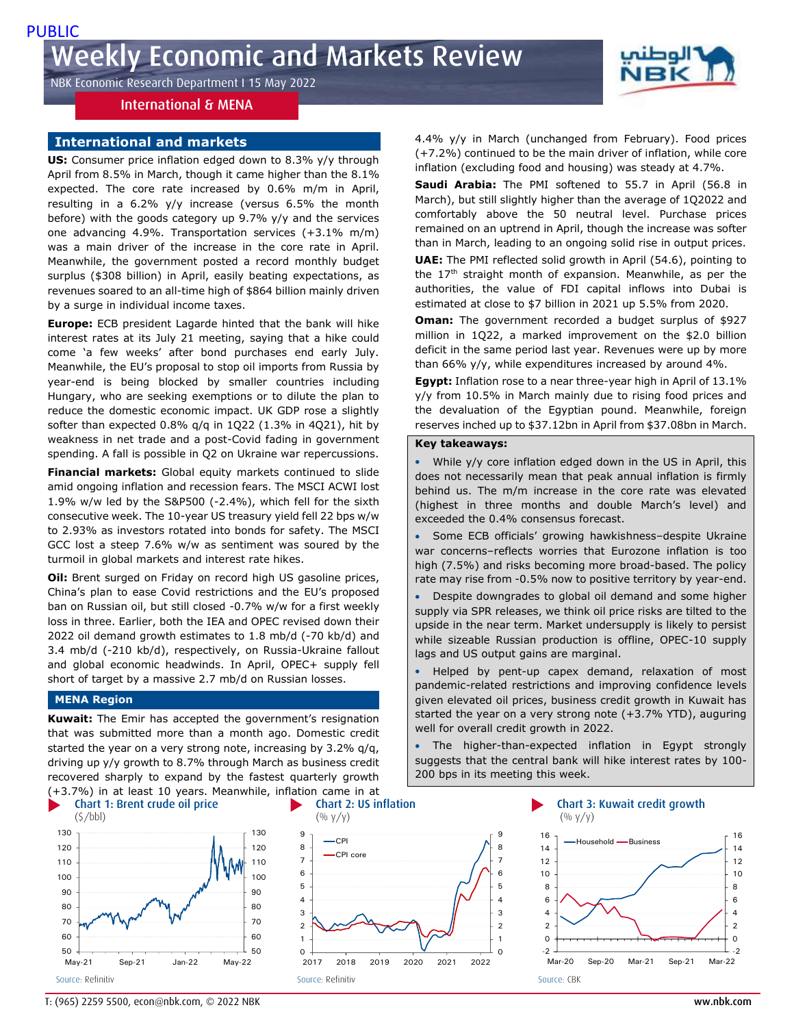PUBLIC

# Weekly Economic and Markets Review

NBK Economic Research Department I 15 May 2022

International & MENA

## International and markets

**US:** Consumer price inflation edged down to 8.3% y/y through April from 8.5% in March, though it came higher than the 8.1% expected. The core rate increased by 0.6% m/m in April, resulting in a 6.2% y/y increase (versus 6.5% the month before) with the goods category up 9.7% y/y and the services one advancing 4.9%. Transportation services (+3.1% m/m) was a main driver of the increase in the core rate in April. Meanwhile, the government posted a record monthly budget surplus ($308 billion) in April, easily beating expectations, as revenues soared to an all-time high of $864 billion mainly driven by a surge in individual income taxes.

**Europe:** ECB president Lagarde hinted that the bank will hike interest rates at its July 21 meeting, saying that a hike could come 'a few weeks' after bond purchases end early July. Meanwhile, the EU's proposal to stop oil imports from Russia by year-end is being blocked by smaller countries including Hungary, who are seeking exemptions or to dilute the plan to reduce the domestic economic impact. UK GDP rose a slightly softer than expected 0.8% q/q in 1Q22 (1.3% in 4Q21), hit by weakness in net trade and a post-Covid fading in government spending. A fall is possible in Q2 on Ukraine war repercussions.

**Financial markets:** Global equity markets continued to slide amid ongoing inflation and recession fears. The MSCI ACWI lost 1.9% w/w led by the S&P500 (-2.4%), which fell for the sixth consecutive week. The 10-year US treasury yield fell 22 bps w/w to 2.93% as investors rotated into bonds for safety. The MSCI GCC lost a steep 7.6% w/w as sentiment was soured by the turmoil in global markets and interest rate hikes.

**Oil:** Brent surged on Friday on record high US gasoline prices, China's plan to ease Covid restrictions and the EU's proposed ban on Russian oil, but still closed -0.7% w/w for a first weekly loss in three. Earlier, both the IEA and OPEC revised down their 2022 oil demand growth estimates to 1.8 mb/d (-70 kb/d) and 3.4 mb/d (-210 kb/d), respectively, on Russia-Ukraine fallout and global economic headwinds. In April, OPEC+ supply fell short of target by a massive 2.7 mb/d on Russian losses.

## MENA Region

**Kuwait:** The Emir has accepted the government's resignation that was submitted more than a month ago. Domestic credit started the year on a very strong note, increasing by 3.2% q/q, driving up y/y growth to 8.7% through March as business credit recovered sharply to expand by the fastest quarterly growth (+3.7%) in at least 10 years. Meanwhile, inflation came in at 4.4% y/y in March (unchanged from February). Food prices (+7.2%) continued to be the main driver of inflation, while core inflation (excluding food and housing) was steady at 4.7%.

**Saudi Arabia:** The PMI softened to 55.7 in April (56.8 in March), but still slightly higher than the average of 1Q2022 and comfortably above the 50 neutral level. Purchase prices remained on an uptrend in April, though the increase was softer than in March, leading to an ongoing solid rise in output prices.

**UAE:** The PMI reflected solid growth in April (54.6), pointing to the 17th straight month of expansion. Meanwhile, as per the authorities, the value of FDI capital inflows into Dubai is estimated at close to $7 billion in 2021 up 5.5% from 2020.

**Oman:** The government recorded a budget surplus of $927 million in 1Q22, a marked improvement on the $2.0 billion deficit in the same period last year. Revenues were up by more than 66% y/y, while expenditures increased by around 4%.

**Egypt:** Inflation rose to a near three-year high in April of 13.1% y/y from 10.5% in March mainly due to rising food prices and the devaluation of the Egyptian pound. Meanwhile, foreign reserves inched up to $37.12bn in April from $37.08bn in March.

**Key takeaways:**

- While y/y core inflation edged down in the US in April, this does not necessarily mean that peak annual inflation is firmly behind us. The m/m increase in the core rate was elevated (highest in three months and double March's level) and exceeded the 0.4% consensus forecast.
- Some ECB officials' growing hawkishness–despite Ukraine war concerns–reflects worries that Eurozone inflation is too high (7.5%) and risks becoming more broad-based. The policy rate may rise from -0.5% now to positive territory by year-end.
- Despite downgrades to global oil demand and some higher supply via SPR releases, we think oil price risks are tilted to the upside in the near term. Market undersupply is likely to persist while sizeable Russian production is offline, OPEC-10 supply lags and US output gains are marginal.
- Helped by pent-up capex demand, relaxation of most pandemic-related restrictions and improving confidence levels given elevated oil prices, business credit growth in Kuwait has started the year on a very strong note (+3.7% YTD), auguring well for overall credit growth in 2022.
- The higher-than-expected inflation in Egypt strongly suggests that the central bank will hike interest rates by 100-200 bps in its meeting this week.

**Chart 1: Brent crude oil price** ($/bbl)

Source: Refinitiv

**Chart 2: US inflation** (% y/y)

Source: Refinitiv

**Chart 3: Kuwait credit growth** (% y/y)

Source: CBK

T: (965) 2259 5500, econ@nbk.com, © 2022 NBK  ww.nbk.com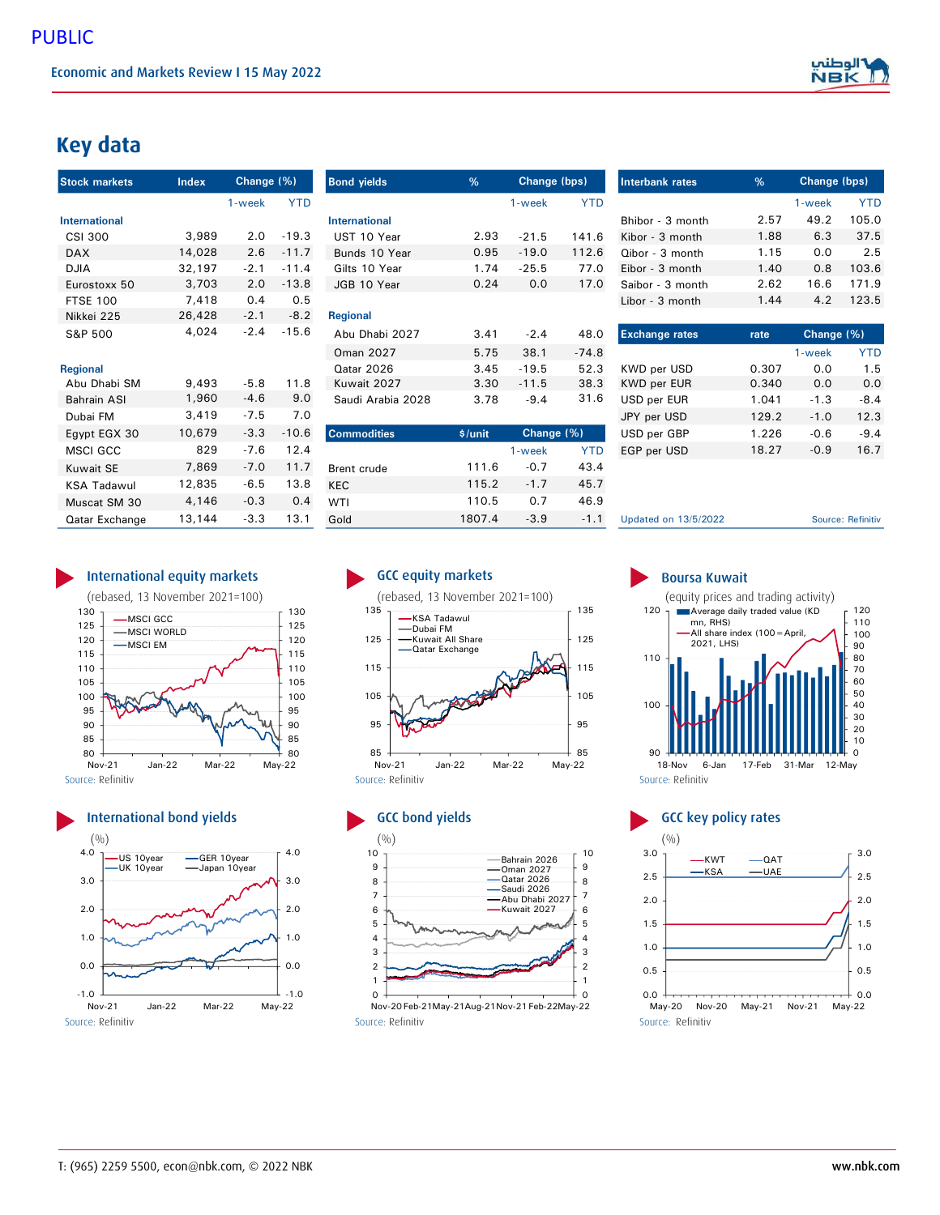PUBLIC

# Key data

| Stock markets | Index | Change (%) 1-week | YTD |
|---|---|---|---|
| **International** | | | |
| CSI 300 | 3,989 | 2.0 | -19.3 |
| DAX | 14,028 | 2.6 | -11.7 |
| DJIA | 32,197 | -2.1 | -11.4 |
| Eurostoxx 50 | 3,703 | 2.0 | -13.8 |
| FTSE 100 | 7,418 | 0.4 | 0.5 |
| Nikkei 225 | 26,428 | -2.1 | -8.2 |
| S&P 500 | 4,024 | -2.4 | -15.6 |
| **Regional** | | | |
| Abu Dhabi SM | 9,493 | -5.8 | 11.8 |
| Bahrain ASI | 1,960 | -4.6 | 9.0 |
| Dubai FM | 3,419 | -7.5 | 7.0 |
| Egypt EGX 30 | 10,679 | -3.3 | -10.6 |
| MSCI GCC | 829 | -7.6 | 12.4 |
| Kuwait SE | 7,869 | -7.0 | 11.7 |
| KSA Tadawul | 12,835 | -6.5 | 13.8 |
| Muscat SM 30 | 4,146 | -0.3 | 0.4 |
| Qatar Exchange | 13,144 | -3.3 | 13.1 |

| Bond yields | % | Change (bps) 1-week | YTD |
|---|---|---|---|
| **International** | | | |
| UST 10 Year | 2.93 | -21.5 | 141.6 |
| Bunds 10 Year | 0.95 | -19.0 | 112.6 |
| Gilts 10 Year | 1.74 | -25.5 | 77.0 |
| JGB 10 Year | 0.24 | 0.0 | 17.0 |
| **Regional** | | | |
| Abu Dhabi 2027 | 3.41 | -2.4 | 48.0 |
| Oman 2027 | 5.75 | 38.1 | -74.8 |
| Qatar 2026 | 3.45 | -19.5 | 52.3 |
| Kuwait 2027 | 3.30 | -11.5 | 38.3 |
| Saudi Arabia 2028 | 3.78 | -9.4 | 31.6 |

| Commodities | $/unit | Change (%) 1-week | YTD |
|---|---|---|---|
| Brent crude | 111.6 | -0.7 | 43.4 |
| KEC | 115.2 | -1.7 | 45.7 |
| WTI | 110.5 | 0.7 | 46.9 |
| Gold | 1807.4 | -3.9 | -1.1 |

| Interbank rates | % | Change (bps) 1-week | YTD |
|---|---|---|---|
| Bhibor - 3 month | 2.57 | 49.2 | 105.0 |
| Kibor - 3 month | 1.88 | 6.3 | 37.5 |
| Qibor - 3 month | 1.15 | 0.0 | 2.5 |
| Eibor - 3 month | 1.40 | 0.8 | 103.6 |
| Saibor - 3 month | 2.62 | 16.6 | 171.9 |
| Libor - 3 month | 1.44 | 4.2 | 123.5 |

| Exchange rates | rate | Change (%) 1-week | YTD |
|---|---|---|---|
| KWD per USD | 0.307 | 0.0 | 1.5 |
| KWD per EUR | 0.340 | 0.0 | 0.0 |
| USD per EUR | 1.041 | -1.3 | -8.4 |
| JPY per USD | 129.2 | -1.0 | 12.3 |
| USD per GBP | 1.226 | -0.6 | -9.4 |
| EGP per USD | 18.27 | -0.9 | 16.7 |

Updated on 13/5/2022 Source: Refinitiv

## International equity markets

(rebased, 13 November 2021=100)

MSCI GCC
MSCI WORLD
MSCI EM

Source: Refinitiv

## GCC equity markets

(rebased, 13 November 2021=100)

KSA Tadawul
Dubai FM
Kuwait All Share
Qatar Exchange

Source: Refinitiv

## Boursa Kuwait

(equity prices and trading activity)

Average daily traded value (KD mn, RHS)
All share index (100=April, 2021, LHS)

Source: Refinitiv

## International bond yields

(%)

US 10year
UK 10year
GER 10year
Japan 10year

Source: Refinitiv

## GCC bond yields

(%)

Bahrain 2026
Oman 2027
Qatar 2026
Saudi 2026
Abu Dhabi 2027
Kuwait 2027

Source: Refinitiv

## GCC key policy rates

(%)

KWT
KSA
QAT
UAE

Source: Refinitiv

T: (965) 2259 5500, econ@nbk.com, © 2022 NBK

ww.nbk.com